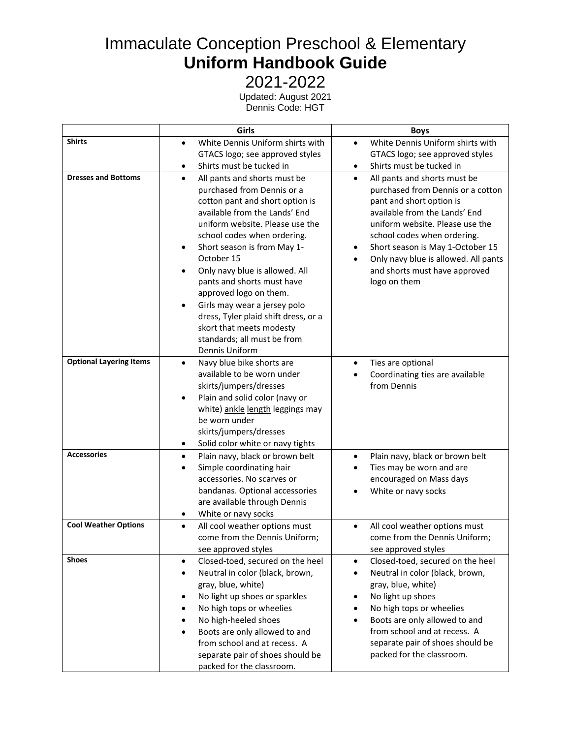# Immaculate Conception Preschool & Elementary
# **Uniform Handbook Guide**
## 2021-2022

Updated: August 2021
Dennis Code: HGT

| | Girls | Boys |
|---|---|---|
| **Shirts** | • White Dennis Uniform shirts with GTACS logo; see approved styles<br>• Shirts must be tucked in | • White Dennis Uniform shirts with GTACS logo; see approved styles<br>• Shirts must be tucked in |
| **Dresses and Bottoms** | • All pants and shorts must be purchased from Dennis or a cotton pant and short option is available from the Lands' End uniform website. Please use the school codes when ordering.<br>• Short season is from May 1-October 15<br>• Only navy blue is allowed. All pants and shorts must have approved logo on them.<br>• Girls may wear a jersey polo dress, Tyler plaid shift dress, or a skort that meets modesty standards; all must be from Dennis Uniform | • All pants and shorts must be purchased from Dennis or a cotton pant and short option is available from the Lands' End uniform website. Please use the school codes when ordering.<br>• Short season is May 1-October 15<br>• Only navy blue is allowed. All pants and shorts must have approved logo on them |
| **Optional Layering Items** | • Navy blue bike shorts are available to be worn under skirts/jumpers/dresses<br>• Plain and solid color (navy or white) <u>ankle</u> <u>length</u> leggings may be worn under skirts/jumpers/dresses<br>• Solid color white or navy tights | • Ties are optional<br>• Coordinating ties are available from Dennis |
| **Accessories** | • Plain navy, black or brown belt<br>• Simple coordinating hair accessories. No scarves or bandanas. Optional accessories are available through Dennis<br>• White or navy socks | • Plain navy, black or brown belt<br>• Ties may be worn and are encouraged on Mass days<br>• White or navy socks |
| **Cool Weather Options** | • All cool weather options must come from the Dennis Uniform; see approved styles | • All cool weather options must come from the Dennis Uniform; see approved styles |
| **Shoes** | • Closed-toed, secured on the heel<br>• Neutral in color (black, brown, gray, blue, white)<br>• No light up shoes or sparkles<br>• No high tops or wheelies<br>• No high-heeled shoes<br>• Boots are only allowed to and from school and at recess. A separate pair of shoes should be packed for the classroom. | • Closed-toed, secured on the heel<br>• Neutral in color (black, brown, gray, blue, white)<br>• No light up shoes<br>• No high tops or wheelies<br>• Boots are only allowed to and from school and at recess. A separate pair of shoes should be packed for the classroom. |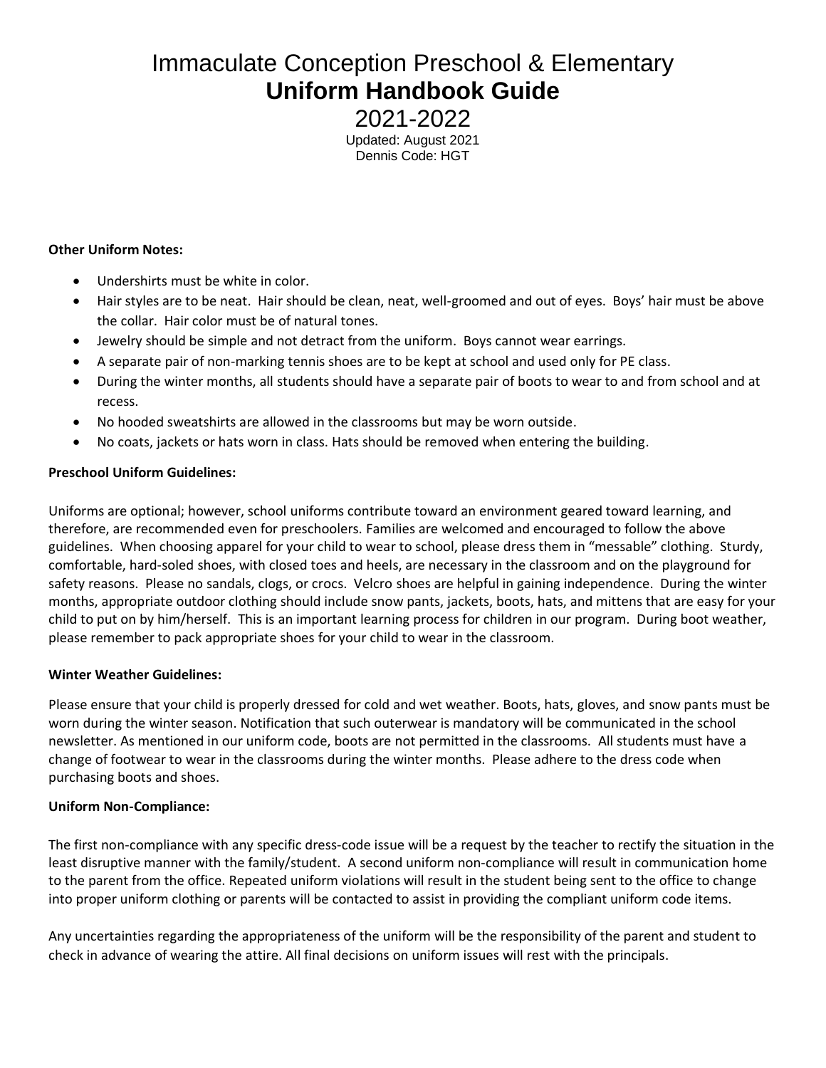# Immaculate Conception Preschool & Elementary
# **Uniform Handbook Guide**
## 2021-2022

Updated: August 2021
Dennis Code: HGT

**Other Uniform Notes:**

- Undershirts must be white in color.
- Hair styles are to be neat. Hair should be clean, neat, well-groomed and out of eyes. Boys' hair must be above the collar. Hair color must be of natural tones.
- Jewelry should be simple and not detract from the uniform. Boys cannot wear earrings.
- A separate pair of non-marking tennis shoes are to be kept at school and used only for PE class.
- During the winter months, all students should have a separate pair of boots to wear to and from school and at recess.
- No hooded sweatshirts are allowed in the classrooms but may be worn outside.
- No coats, jackets or hats worn in class. Hats should be removed when entering the building.

**Preschool Uniform Guidelines:**

Uniforms are optional; however, school uniforms contribute toward an environment geared toward learning, and therefore, are recommended even for preschoolers. Families are welcomed and encouraged to follow the above guidelines. When choosing apparel for your child to wear to school, please dress them in "messable" clothing. Sturdy, comfortable, hard-soled shoes, with closed toes and heels, are necessary in the classroom and on the playground for safety reasons. Please no sandals, clogs, or crocs. Velcro shoes are helpful in gaining independence. During the winter months, appropriate outdoor clothing should include snow pants, jackets, boots, hats, and mittens that are easy for your child to put on by him/herself. This is an important learning process for children in our program. During boot weather, please remember to pack appropriate shoes for your child to wear in the classroom.

**Winter Weather Guidelines:**

Please ensure that your child is properly dressed for cold and wet weather. Boots, hats, gloves, and snow pants must be worn during the winter season. Notification that such outerwear is mandatory will be communicated in the school newsletter. As mentioned in our uniform code, boots are not permitted in the classrooms. All students must have a change of footwear to wear in the classrooms during the winter months. Please adhere to the dress code when purchasing boots and shoes.

**Uniform Non-Compliance:**

The first non-compliance with any specific dress-code issue will be a request by the teacher to rectify the situation in the least disruptive manner with the family/student. A second uniform non-compliance will result in communication home to the parent from the office. Repeated uniform violations will result in the student being sent to the office to change into proper uniform clothing or parents will be contacted to assist in providing the compliant uniform code items.

Any uncertainties regarding the appropriateness of the uniform will be the responsibility of the parent and student to check in advance of wearing the attire. All final decisions on uniform issues will rest with the principals.